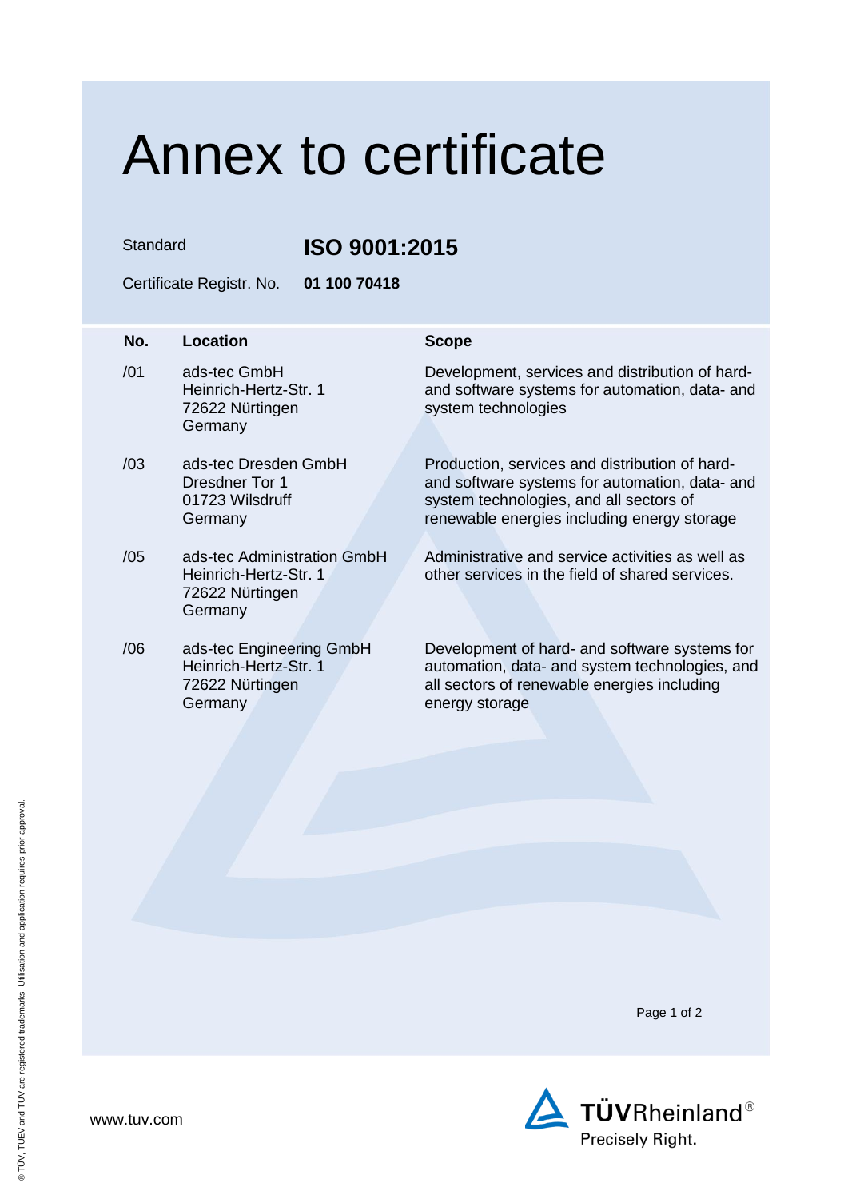# Annex to certificate

Standard **ISO 9001:2015**

Certificate Registr. No. **01 100 70418**

| No. | Location | Scope |
|---|---|---|
| /01 | ads-tec GmbH<br>Heinrich-Hertz-Str. 1<br>72622 Nürtingen<br>Germany | Development, services and distribution of hard- and software systems for automation, data- and system technologies |
| /03 | ads-tec Dresden GmbH<br>Dresdner Tor 1<br>01723 Wilsdruff<br>Germany | Production, services and distribution of hard- and software systems for automation, data- and system technologies, and all sectors of renewable energies including energy storage |
| /05 | ads-tec Administration GmbH<br>Heinrich-Hertz-Str. 1<br>72622 Nürtingen<br>Germany | Administrative and service activities as well as other services in the field of shared services. |
| /06 | ads-tec Engineering GmbH<br>Heinrich-Hertz-Str. 1<br>72622 Nürtingen<br>Germany | Development of hard- and software systems for automation, data- and system technologies, and all sectors of renewable energies including energy storage |

www.tuv.com

TÜVRheinland®
Precisely Right.

® TÜV, TUEV and TUV are registered trademarks. Utilisation and application requires prior approval.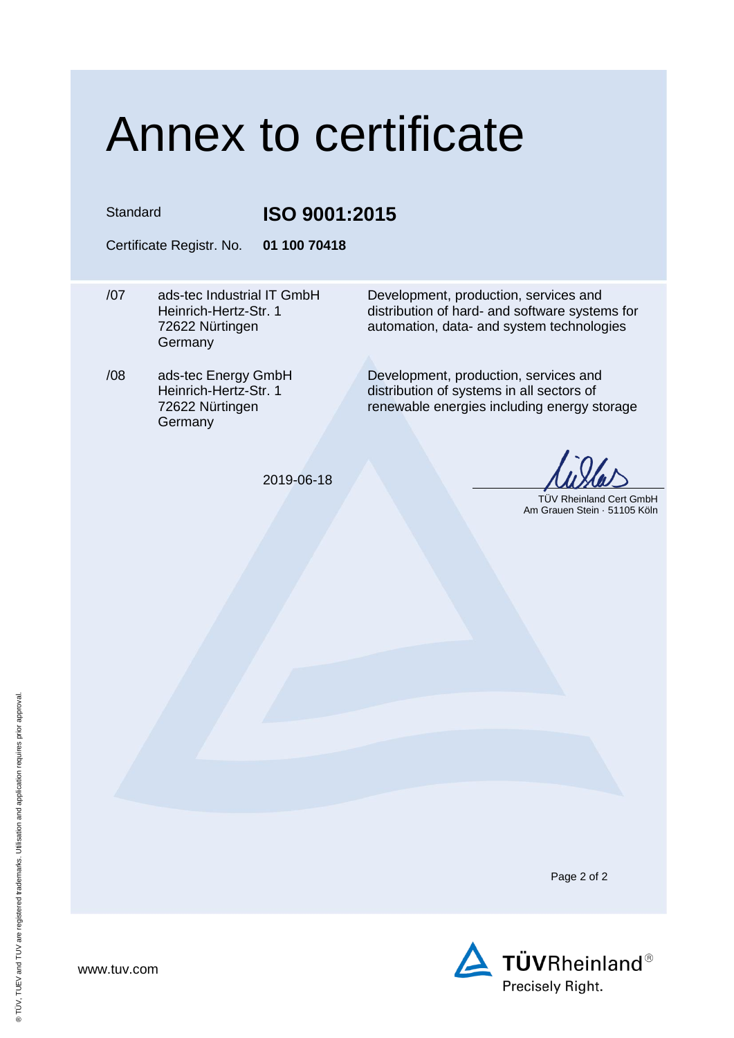# Annex to certificate

Standard **ISO 9001:2015**

Certificate Registr. No. **01 100 70418**

| | | |
|---|---|---|
| /07 | ads-tec Industrial IT GmbH<br>Heinrich-Hertz-Str. 1<br>72622 Nürtingen<br>Germany | Development, production, services and distribution of hard- and software systems for automation, data- and system technologies |
| /08 | ads-tec Energy GmbH<br>Heinrich-Hertz-Str. 1<br>72622 Nürtingen<br>Germany | Development, production, services and distribution of systems in all sectors of renewable energies including energy storage |

2019-06-18

TÜV Rheinland Cert GmbH
Am Grauen Stein · 51105 Köln

www.tuv.com

TÜVRheinland®
Precisely Right.

® TÜV, TUEV and TUV are registered trademarks. Utilisation and application requires prior approval.